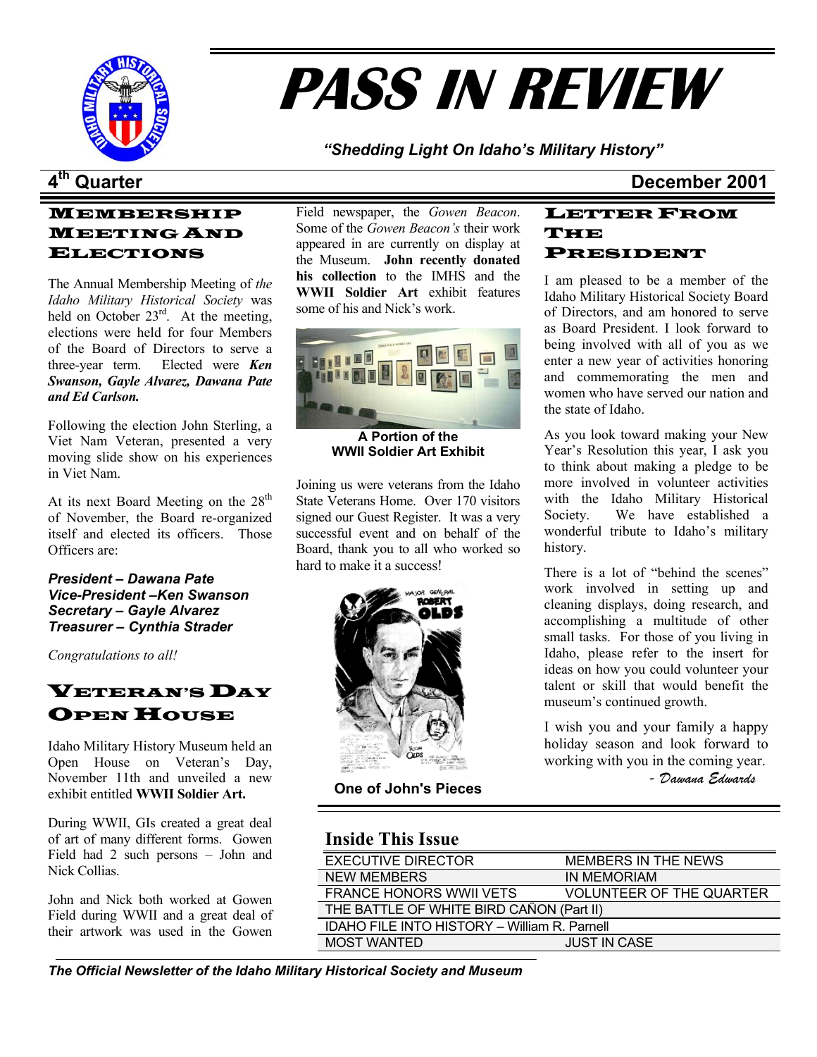# PASS IN REVIEW

*"Shedding Light On Idaho's Military History"*

**4th Quarter** **December 2001**

## Membership Meeting and Elections

The Annual Membership Meeting of *the Idaho Military Historical Society* was held on October 23rd. At the meeting, elections were held for four Members of the Board of Directors to serve a three-year term. Elected were ***Ken Swanson, Gayle Alvarez, Dawana Pate and Ed Carlson.***

Following the election John Sterling, a Viet Nam Veteran, presented a very moving slide show on his experiences in Viet Nam.

At its next Board Meeting on the 28th of November, the Board re-organized itself and elected its officers. Those Officers are:

***President – Dawana Pate***
***Vice-President –Ken Swanson***
***Secretary – Gayle Alvarez***
***Treasurer – Cynthia Strader***

*Congratulations to all!*

## Veteran's Day Open House

Idaho Military History Museum held an Open House on Veteran's Day, November 11th and unveiled a new exhibit entitled **WWII Soldier Art.**

During WWII, GIs created a great deal of art of many different forms. Gowen Field had 2 such persons – John and Nick Collias.

John and Nick both worked at Gowen Field during WWII and a great deal of their artwork was used in the Gowen Field newspaper, the *Gowen Beacon*. Some of the *Gowen Beacon's* their work appeared in are currently on display at the Museum. **John recently donated his collection** to the IMHS and the **WWII Soldier Art** exhibit features some of his and Nick's work.

**A Portion of the WWII Soldier Art Exhibit**

Joining us were veterans from the Idaho State Veterans Home. Over 170 visitors signed our Guest Register. It was a very successful event and on behalf of the Board, thank you to all who worked so hard to make it a success!

**One of John's Pieces**

## Letter From The President

I am pleased to be a member of the Idaho Military Historical Society Board of Directors, and am honored to serve as Board President. I look forward to being involved with all of you as we enter a new year of activities honoring and commemorating the men and women who have served our nation and the state of Idaho.

As you look toward making your New Year's Resolution this year, I ask you to think about making a pledge to be more involved in volunteer activities with the Idaho Military Historical Society. We have established a wonderful tribute to Idaho's military history.

There is a lot of "behind the scenes" work involved in setting up and cleaning displays, doing research, and accomplishing a multitude of other small tasks. For those of you living in Idaho, please refer to the insert for ideas on how you could volunteer your talent or skill that would benefit the museum's continued growth.

I wish you and your family a happy holiday season and look forward to working with you in the coming year.

*- Dawana Edwards*

## Inside This Issue

| | |
|---|---|
| EXECUTIVE DIRECTOR | MEMBERS IN THE NEWS |
| NEW MEMBERS | IN MEMORIAM |
| FRANCE HONORS WWII VETS | VOLUNTEER OF THE QUARTER |
| THE BATTLE OF WHITE BIRD CAÑON (Part II) | |
| IDAHO FILE INTO HISTORY – William R. Parnell | |
| MOST WANTED | JUST IN CASE |

***The Official Newsletter of the Idaho Military Historical Society and Museum***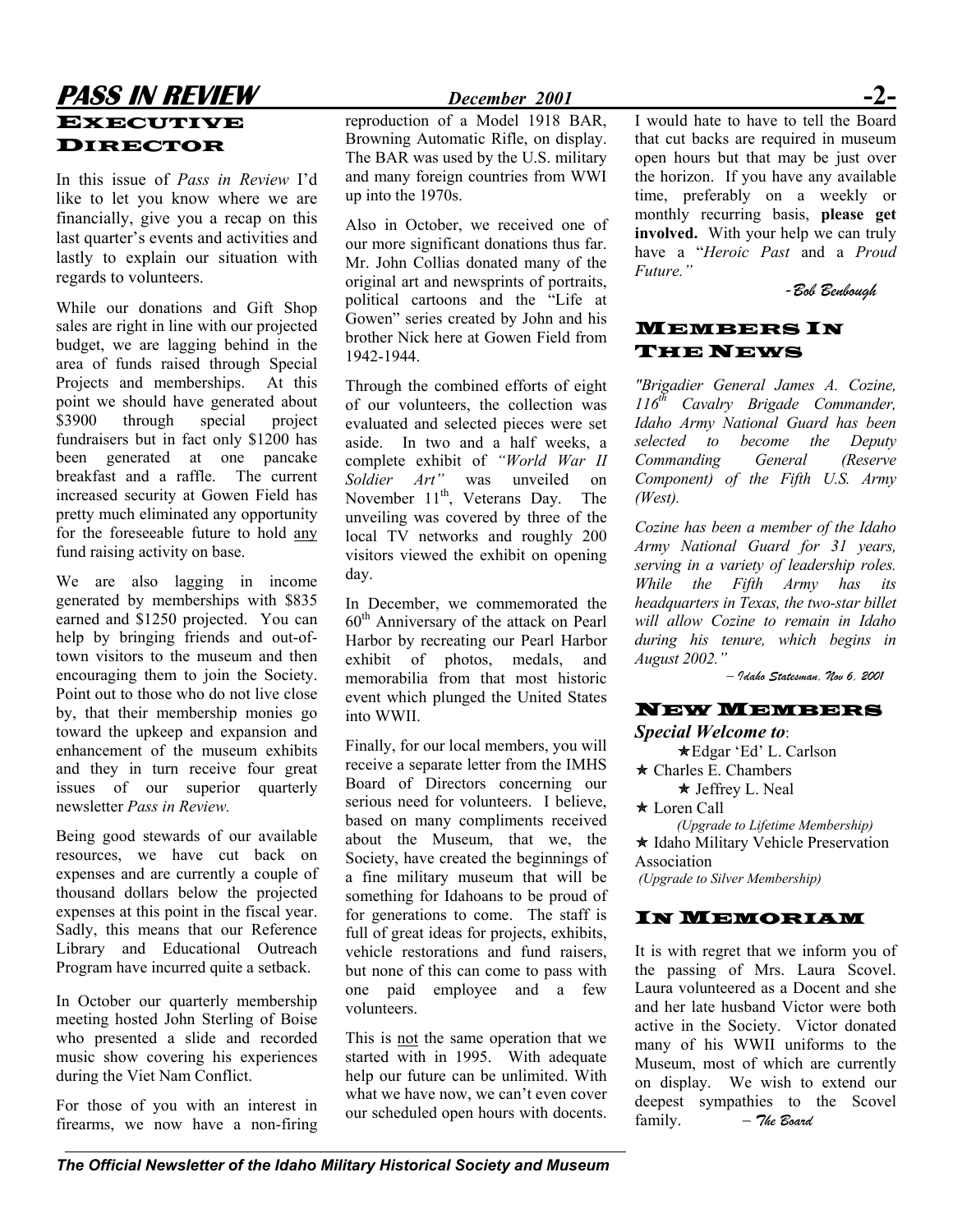## Executive Director

In this issue of *Pass in Review* I'd like to let you know where we are financially, give you a recap on this last quarter's events and activities and lastly to explain our situation with regards to volunteers.

While our donations and Gift Shop sales are right in line with our projected budget, we are lagging behind in the area of funds raised through Special Projects and memberships. At this point we should have generated about $3900 through special project fundraisers but in fact only $1200 has been generated at one pancake breakfast and a raffle. The current increased security at Gowen Field has pretty much eliminated any opportunity for the foreseeable future to hold any fund raising activity on base.

We are also lagging in income generated by memberships with $835 earned and $1250 projected. You can help by bringing friends and out-of-town visitors to the museum and then encouraging them to join the Society. Point out to those who do not live close by, that their membership monies go toward the upkeep and expansion and enhancement of the museum exhibits and they in turn receive four great issues of our superior quarterly newsletter *Pass in Review.*

Being good stewards of our available resources, we have cut back on expenses and are currently a couple of thousand dollars below the projected expenses at this point in the fiscal year. Sadly, this means that our Reference Library and Educational Outreach Program have incurred quite a setback.

In October our quarterly membership meeting hosted John Sterling of Boise who presented a slide and recorded music show covering his experiences during the Viet Nam Conflict.

For those of you with an interest in firearms, we now have a non-firing reproduction of a Model 1918 BAR, Browning Automatic Rifle, on display. The BAR was used by the U.S. military and many foreign countries from WWI up into the 1970s.

Also in October, we received one of our more significant donations thus far. Mr. John Collias donated many of the original art and newsprints of portraits, political cartoons and the "Life at Gowen" series created by John and his brother Nick here at Gowen Field from 1942-1944.

Through the combined efforts of eight of our volunteers, the collection was evaluated and selected pieces were set aside. In two and a half weeks, a complete exhibit of *"World War II Soldier Art"* was unveiled on November 11th, Veterans Day. The unveiling was covered by three of the local TV networks and roughly 200 visitors viewed the exhibit on opening day.

In December, we commemorated the 60th Anniversary of the attack on Pearl Harbor by recreating our Pearl Harbor exhibit of photos, medals, and memorabilia from that most historic event which plunged the United States into WWII.

Finally, for our local members, you will receive a separate letter from the IMHS Board of Directors concerning our serious need for volunteers. I believe, based on many compliments received about the Museum, that we, the Society, have created the beginnings of a fine military museum that will be something for Idahoans to be proud of for generations to come. The staff is full of great ideas for projects, exhibits, vehicle restorations and fund raisers, but none of this can come to pass with one paid employee and a few volunteers.

This is not the same operation that we started with in 1995. With adequate help our future can be unlimited. With what we have now, we can't even cover our scheduled open hours with docents. I would hate to have to tell the Board that cut backs are required in museum open hours but that may be just over the horizon. If you have any available time, preferably on a weekly or monthly recurring basis, **please get involved.** With your help we can truly have a "*Heroic Past* and a *Proud Future.*"

*-Bob Benbough*

## Members In The News

*"Brigadier General James A. Cozine, 116th Cavalry Brigade Commander, Idaho Army National Guard has been selected to become the Deputy Commanding General (Reserve Component) of the Fifth U.S. Army (West).*

*Cozine has been a member of the Idaho Army National Guard for 31 years, serving in a variety of leadership roles. While the Fifth Army has its headquarters in Texas, the two-star billet will allow Cozine to remain in Idaho during his tenure, which begins in August 2002."*

*– Idaho Statesman, Nov 6, 2001*

## New Members

***Special Welcome to*:**

★ Edgar 'Ed' L. Carlson
★ Charles E. Chambers
★ Jeffrey L. Neal
★ Loren Call
*(Upgrade to Lifetime Membership)*
★ Idaho Military Vehicle Preservation Association
*(Upgrade to Silver Membership)*

## In Memoriam

It is with regret that we inform you of the passing of Mrs. Laura Scovel. Laura volunteered as a Docent and she and her late husband Victor were both active in the Society. Victor donated many of his WWII uniforms to the Museum, most of which are currently on display. We wish to extend our deepest sympathies to the Scovel family. *– The Board*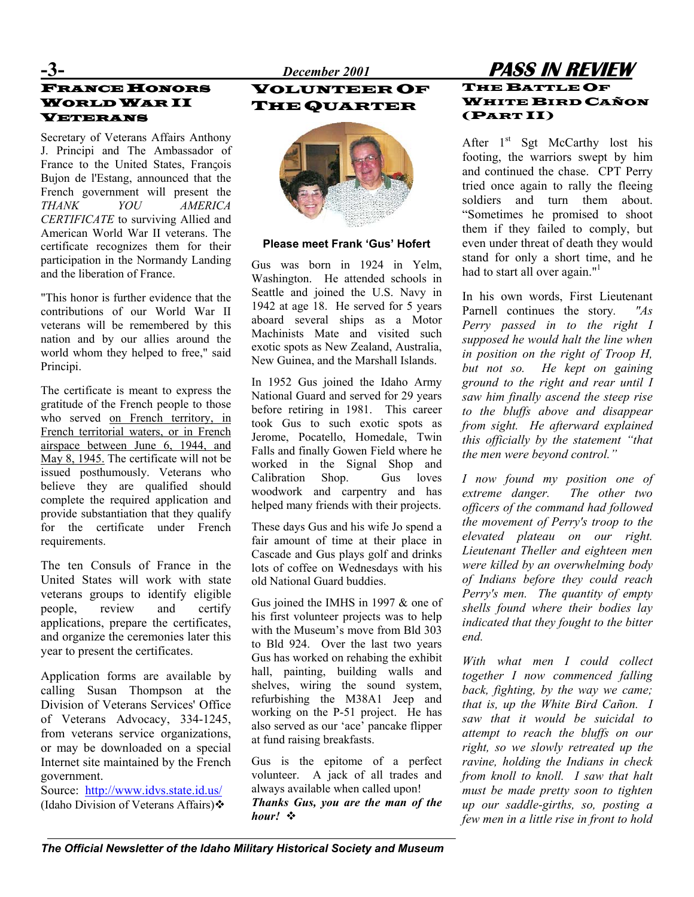## France Honors World War II Veterans

Secretary of Veterans Affairs Anthony J. Principi and The Ambassador of France to the United States, François Bujon de l'Estang, announced that the French government will present the *THANK YOU AMERICA CERTIFICATE* to surviving Allied and American World War II veterans. The certificate recognizes them for their participation in the Normandy Landing and the liberation of France.

"This honor is further evidence that the contributions of our World War II veterans will be remembered by this nation and by our allies around the world whom they helped to free," said Principi.

The certificate is meant to express the gratitude of the French people to those who served on French territory, in French territorial waters, or in French airspace between June 6, 1944, and May 8, 1945. The certificate will not be issued posthumously. Veterans who believe they are qualified should complete the required application and provide substantiation that they qualify for the certificate under French requirements.

The ten Consuls of France in the United States will work with state veterans groups to identify eligible people, review and certify applications, prepare the certificates, and organize the ceremonies later this year to present the certificates.

Application forms are available by calling Susan Thompson at the Division of Veterans Services' Office of Veterans Advocacy, 334-1245, from veterans service organizations, or may be downloaded on a special Internet site maintained by the French government.

Source: http://www.idvs.state.id.us/ (Idaho Division of Veterans Affairs)❖

## Volunteer Of The Quarter

**Please meet Frank 'Gus' Hofert**

Gus was born in 1924 in Yelm, Washington. He attended schools in Seattle and joined the U.S. Navy in 1942 at age 18. He served for 5 years aboard several ships as a Motor Machinists Mate and visited such exotic spots as New Zealand, Australia, New Guinea, and the Marshall Islands.

In 1952 Gus joined the Idaho Army National Guard and served for 29 years before retiring in 1981. This career took Gus to such exotic spots as Jerome, Pocatello, Homedale, Twin Falls and finally Gowen Field where he worked in the Signal Shop and Calibration Shop. Gus loves woodwork and carpentry and has helped many friends with their projects.

These days Gus and his wife Jo spend a fair amount of time at their place in Cascade and Gus plays golf and drinks lots of coffee on Wednesdays with his old National Guard buddies.

Gus joined the IMHS in 1997 & one of his first volunteer projects was to help with the Museum's move from Bld 303 to Bld 924. Over the last two years Gus has worked on rehabing the exhibit hall, painting, building walls and shelves, wiring the sound system, refurbishing the M38A1 Jeep and working on the P-51 project. He has also served as our 'ace' pancake flipper at fund raising breakfasts.

Gus is the epitome of a perfect volunteer. A jack of all trades and always available when called upon!

***Thanks Gus, you are the man of the hour!*** ❖

## The Battle Of White Bird Cañon (Part II)

After 1st Sgt McCarthy lost his footing, the warriors swept by him and continued the chase. CPT Perry tried once again to rally the fleeing soldiers and turn them about. "Sometimes he promised to shoot them if they failed to comply, but even under threat of death they would stand for only a short time, and he had to start all over again."[1]

In his own words, First Lieutenant Parnell continues the story. *"As Perry passed in to the right I supposed he would halt the line when in position on the right of Troop H, but not so. He kept on gaining ground to the right and rear until I saw him finally ascend the steep rise to the bluffs above and disappear from sight. He afterward explained this officially by the statement "that the men were beyond control."*

*I now found my position one of extreme danger. The other two officers of the command had followed the movement of Perry's troop to the elevated plateau on our right. Lieutenant Theller and eighteen men were killed by an overwhelming body of Indians before they could reach Perry's men. The quantity of empty shells found where their bodies lay indicated that they fought to the bitter end.*

*With what men I could collect together I now commenced falling back, fighting, by the way we came; that is, up the White Bird Cañon. I saw that it would be suicidal to attempt to reach the bluffs on our right, so we slowly retreated up the ravine, holding the Indians in check from knoll to knoll. I saw that halt must be made pretty soon to tighten up our saddle-girths, so, posting a few men in a little rise in front to hold*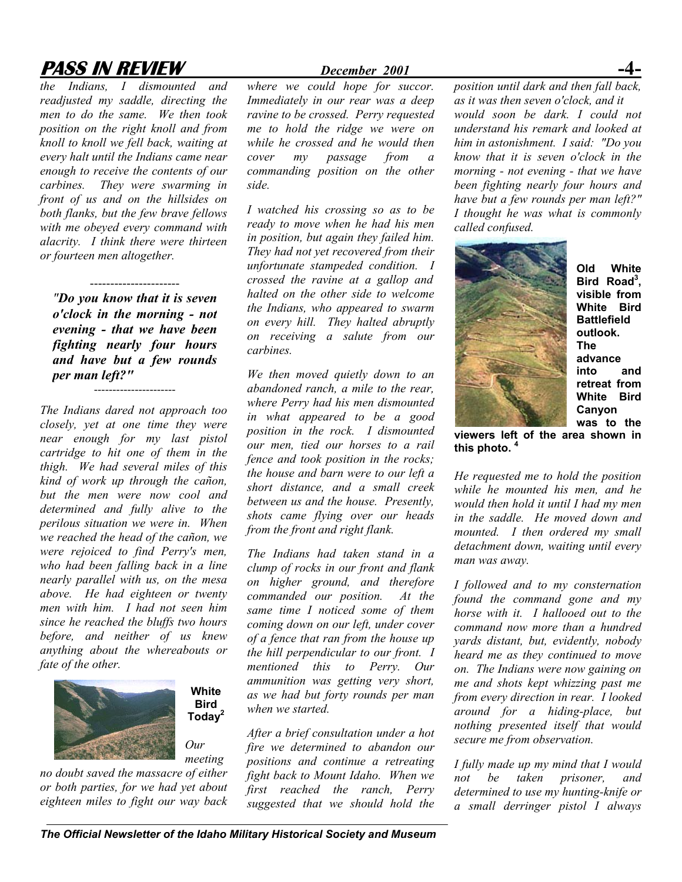*the Indians, I dismounted and readjusted my saddle, directing the men to do the same. We then took position on the right knoll and from knoll to knoll we fell back, waiting at every halt until the Indians came near enough to receive the contents of our carbines. They were swarming in front of us and on the hillsides on both flanks, but the few brave fellows with me obeyed every command with alacrity. I think there were thirteen or fourteen men altogether.*

---

***"Do you know that it is seven o'clock in the morning - not evening - that we have been fighting nearly four hours and have but a few rounds per man left?"***

---

*The Indians dared not approach too closely, yet at one time they were near enough for my last pistol cartridge to hit one of them in the thigh. We had several miles of this kind of work up through the cañon, but the men were now cool and determined and fully alive to the perilous situation we were in. When we reached the head of the cañon, we were rejoiced to find Perry's men, who had been falling back in a line nearly parallel with us, on the mesa above. He had eighteen or twenty men with him. I had not seen him since he reached the bluffs two hours before, and neither of us knew anything about the whereabouts or fate of the other.*

**White Bird Today**[2]

*Our meeting no doubt saved the massacre of either or both parties, for we had yet about eighteen miles to fight our way back where we could hope for succor. Immediately in our rear was a deep ravine to be crossed. Perry requested me to hold the ridge we were on while he crossed and he would then cover my passage from a commanding position on the other side.*

*I watched his crossing so as to be ready to move when he had his men in position, but again they failed him. They had not yet recovered from their unfortunate stampeded condition. I crossed the ravine at a gallop and halted on the other side to welcome the Indians, who appeared to swarm on every hill. They halted abruptly on receiving a salute from our carbines.*

*We then moved quietly down to an abandoned ranch, a mile to the rear, where Perry had his men dismounted in what appeared to be a good position in the rock. I dismounted our men, tied our horses to a rail fence and took position in the rocks; the house and barn were to our left a short distance, and a small creek between us and the house. Presently, shots came flying over our heads from the front and right flank.*

*The Indians had taken stand in a clump of rocks in our front and flank on higher ground, and therefore commanded our position. At the same time I noticed some of them coming down on our left, under cover of a fence that ran from the house up the hill perpendicular to our front. I mentioned this to Perry. Our ammunition was getting very short, as we had but forty rounds per man when we started.*

*After a brief consultation under a hot fire we determined to abandon our positions and continue a retreating fight back to Mount Idaho. When we first reached the ranch, Perry suggested that we should hold the position until dark and then fall back, as it was then seven o'clock, and it would soon be dark. I could not understand his remark and looked at him in astonishment. I said: "Do you know that it is seven o'clock in the morning - not evening - that we have been fighting nearly four hours and have but a few rounds per man left?" I thought he was what is commonly called confused.*

**Old White Bird Road**[3]**, visible from White Bird Battlefield outlook. The advance into and retreat from White Bird Canyon was to the viewers left of the area shown in this photo.** [4]

*He requested me to hold the position while he mounted his men, and he would then hold it until I had my men in the saddle. He moved down and mounted. I then ordered my small detachment down, waiting until every man was away.*

*I followed and to my consternation found the command gone and my horse with it. I hallooed out to the command now more than a hundred yards distant, but, evidently, nobody heard me as they continued to move on. The Indians were now gaining on me and shots kept whizzing past me from every direction in rear. I looked around for a hiding-place, but nothing presented itself that would secure me from observation.*

*I fully made up my mind that I would not be taken prisoner, and determined to use my hunting-knife or a small derringer pistol I always*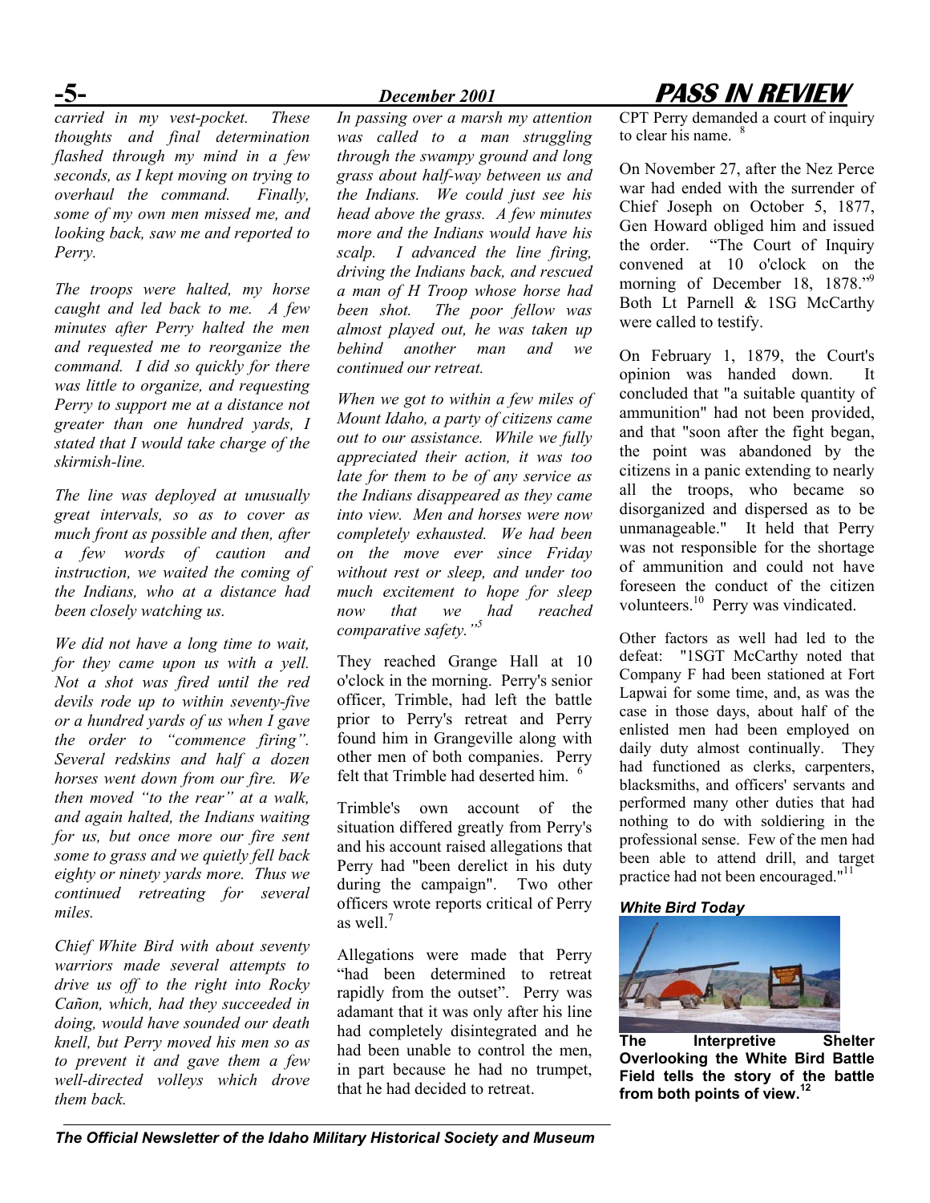*carried in my vest-pocket. These thoughts and final determination flashed through my mind in a few seconds, as I kept moving on trying to overhaul the command. Finally, some of my own men missed me, and looking back, saw me and reported to Perry.*

*The troops were halted, my horse caught and led back to me. A few minutes after Perry halted the men and requested me to reorganize the command. I did so quickly for there was little to organize, and requesting Perry to support me at a distance not greater than one hundred yards, I stated that I would take charge of the skirmish-line.*

*The line was deployed at unusually great intervals, so as to cover as much front as possible and then, after a few words of caution and instruction, we waited the coming of the Indians, who at a distance had been closely watching us.*

*We did not have a long time to wait, for they came upon us with a yell. Not a shot was fired until the red devils rode up to within seventy-five or a hundred yards of us when I gave the order to "commence firing". Several redskins and half a dozen horses went down from our fire. We then moved "to the rear" at a walk, and again halted, the Indians waiting for us, but once more our fire sent some to grass and we quietly fell back eighty or ninety yards more. Thus we continued retreating for several miles.*

*Chief White Bird with about seventy warriors made several attempts to drive us off to the right into Rocky Cañon, which, had they succeeded in doing, would have sounded our death knell, but Perry moved his men so as to prevent it and gave them a few well-directed volleys which drove them back.*

*In passing over a marsh my attention was called to a man struggling through the swampy ground and long grass about half-way between us and the Indians. We could just see his head above the grass. A few minutes more and the Indians would have his scalp. I advanced the line firing, driving the Indians back, and rescued a man of H Troop whose horse had been shot. The poor fellow was almost played out, he was taken up behind another man and we continued our retreat.*

*When we got to within a few miles of Mount Idaho, a party of citizens came out to our assistance. While we fully appreciated their action, it was too late for them to be of any service as the Indians disappeared as they came into view. Men and horses were now completely exhausted. We had been on the move ever since Friday without rest or sleep, and under too much excitement to hope for sleep now that we had reached comparative safety."*[5]

They reached Grange Hall at 10 o'clock in the morning. Perry's senior officer, Trimble, had left the battle prior to Perry's retreat and Perry found him in Grangeville along with other men of both companies. Perry felt that Trimble had deserted him.[6]

Trimble's own account of the situation differed greatly from Perry's and his account raised allegations that Perry had "been derelict in his duty during the campaign". Two other officers wrote reports critical of Perry as well.[7]

Allegations were made that Perry "had been determined to retreat rapidly from the outset". Perry was adamant that it was only after his line had completely disintegrated and he had been unable to control the men, in part because he had no trumpet, that he had decided to retreat.

CPT Perry demanded a court of inquiry to clear his name.[8]

On November 27, after the Nez Perce war had ended with the surrender of Chief Joseph on October 5, 1877, Gen Howard obliged him and issued the order. "The Court of Inquiry convened at 10 o'clock on the morning of December 18, 1878."[9] Both Lt Parnell & 1SG McCarthy were called to testify.

On February 1, 1879, the Court's opinion was handed down. It concluded that "a suitable quantity of ammunition" had not been provided, and that "soon after the fight began, the point was abandoned by the citizens in a panic extending to nearly all the troops, who became so disorganized and dispersed as to be unmanageable." It held that Perry was not responsible for the shortage of ammunition and could not have foreseen the conduct of the citizen volunteers.[10] Perry was vindicated.

Other factors as well had led to the defeat: "1SGT McCarthy noted that Company F had been stationed at Fort Lapwai for some time, and, as was the case in those days, about half of the enlisted men had been employed on daily duty almost continually. They had functioned as clerks, carpenters, blacksmiths, and officers' servants and performed many other duties that had nothing to do with soldiering in the professional sense. Few of the men had been able to attend drill, and target practice had not been encouraged."[11]

***White Bird Today***

**The Interpretive Shelter Overlooking the White Bird Battle Field tells the story of the battle from both points of view.**[12]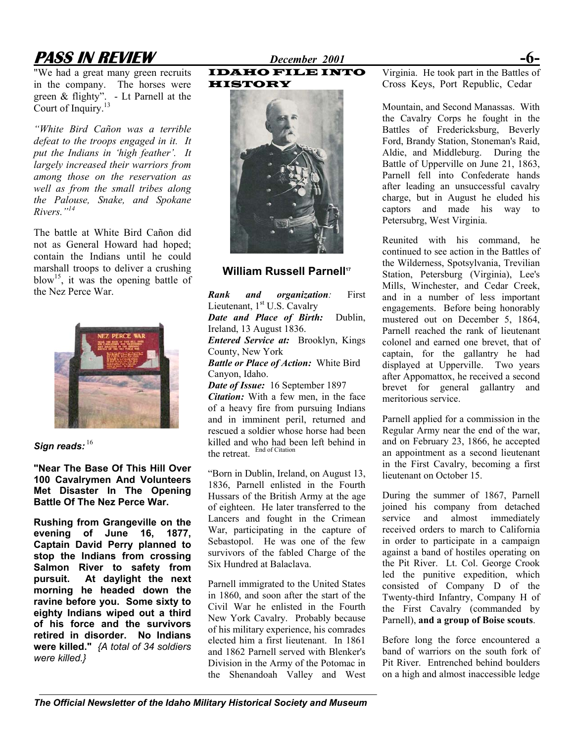"We had a great many green recruits in the company. The horses were green & flighty". - Lt Parnell at the Court of Inquiry.[13]

*"White Bird Cañon was a terrible defeat to the troops engaged in it. It put the Indians in 'high feather'. It largely increased their warriors from among those on the reservation as well as from the small tribes along the Palouse, Snake, and Spokane Rivers."[14]*

The battle at White Bird Cañon did not as General Howard had hoped; contain the Indians until he could marshall troops to deliver a crushing blow[15], it was the opening battle of the Nez Perce War.

***Sign reads:*** [16]

**"Near The Base Of This Hill Over 100 Cavalrymen And Volunteers Met Disaster In The Opening Battle Of The Nez Perce War.**

**Rushing from Grangeville on the evening of June 16, 1877, Captain David Perry planned to stop the Indians from crossing Salmon River to safety from pursuit. At daylight the next morning he headed down the ravine before you. Some sixty to eighty Indians wiped out a third of his force and the survivors retired in disorder. No Indians were killed."** *{A total of 34 soldiers were killed.}*

## IDAHO FILE INTO HISTORY

**William Russell Parnell**[17]

***Rank and organization:*** First Lieutenant, 1st U.S. Cavalry
***Date and Place of Birth:*** Dublin, Ireland, 13 August 1836.
***Entered Service at:*** Brooklyn, Kings County, New York
***Battle or Place of Action:*** White Bird Canyon, Idaho.
***Date of Issue:*** 16 September 1897
***Citation:*** With a few men, in the face of a heavy fire from pursuing Indians and in imminent peril, returned and rescued a soldier whose horse had been killed and who had been left behind in the retreat. End of Citation

"Born in Dublin, Ireland, on August 13, 1836, Parnell enlisted in the Fourth Hussars of the British Army at the age of eighteen. He later transferred to the Lancers and fought in the Crimean War, participating in the capture of Sebastopol. He was one of the few survivors of the fabled Charge of the Six Hundred at Balaclava.

Parnell immigrated to the United States in 1860, and soon after the start of the Civil War he enlisted in the Fourth New York Cavalry. Probably because of his military experience, his comrades elected him a first lieutenant. In 1861 and 1862 Parnell served with Blenker's Division in the Army of the Potomac in the Shenandoah Valley and West Virginia. He took part in the Battles of Cross Keys, Port Republic, Cedar Mountain, and Second Manassas. With the Cavalry Corps he fought in the Battles of Fredericksburg, Beverly Ford, Brandy Station, Stoneman's Raid, Aldie, and Middleburg. During the Battle of Upperville on June 21, 1863, Parnell fell into Confederate hands after leading an unsuccessful cavalry charge, but in August he eluded his captors and made his way to Petersubrg, West Virginia.

Reunited with his command, he continued to see action in the Battles of the Wilderness, Spotsylvania, Trevilian Station, Petersburg (Virginia), Lee's Mills, Winchester, and Cedar Creek, and in a number of less important engagements. Before being honorably mustered out on December 5, 1864, Parnell reached the rank of lieutenant colonel and earned one brevet, that of captain, for the gallantry he had displayed at Upperville. Two years after Appomattox, he received a second brevet for general gallantry and meritorious service.

Parnell applied for a commission in the Regular Army near the end of the war, and on February 23, 1866, he accepted an appointment as a second lieutenant in the First Cavalry, becoming a first lieutenant on October 15.

During the summer of 1867, Parnell joined his company from detached service and almost immediately received orders to march to California in order to participate in a campaign against a band of hostiles operating on the Pit River. Lt. Col. George Crook led the punitive expedition, which consisted of Company D of the Twenty-third Infantry, Company H of the First Cavalry (commanded by Parnell), **and a group of Boise scouts**.

Before long the force encountered a band of warriors on the south fork of Pit River. Entrenched behind boulders on a high and almost inaccessible ledge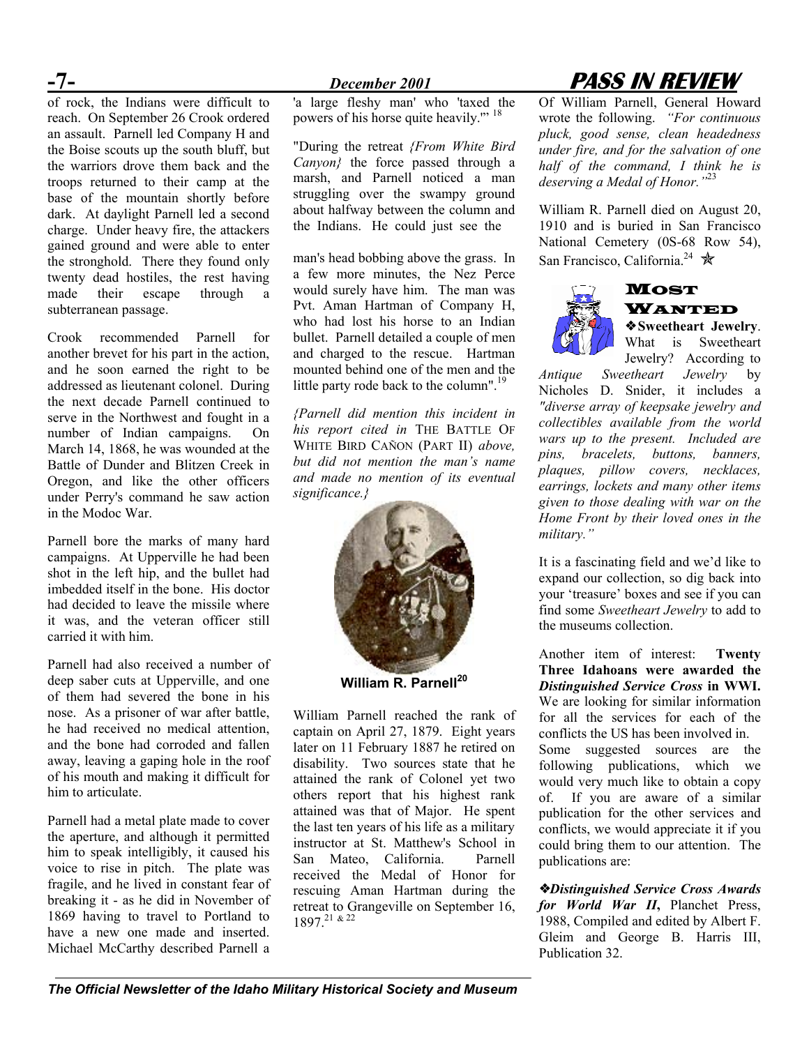of rock, the Indians were difficult to reach. On September 26 Crook ordered an assault. Parnell led Company H and the Boise scouts up the south bluff, but the warriors drove them back and the troops returned to their camp at the base of the mountain shortly before dark. At daylight Parnell led a second charge. Under heavy fire, the attackers gained ground and were able to enter the stronghold. There they found only twenty dead hostiles, the rest having made their escape through a subterranean passage.

Crook recommended Parnell for another brevet for his part in the action, and he soon earned the right to be addressed as lieutenant colonel. During the next decade Parnell continued to serve in the Northwest and fought in a number of Indian campaigns. On March 14, 1868, he was wounded at the Battle of Dunder and Blitzen Creek in Oregon, and like the other officers under Perry's command he saw action in the Modoc War.

Parnell bore the marks of many hard campaigns. At Upperville he had been shot in the left hip, and the bullet had imbedded itself in the bone. His doctor had decided to leave the missile where it was, and the veteran officer still carried it with him.

Parnell had also received a number of deep saber cuts at Upperville, and one of them had severed the bone in his nose. As a prisoner of war after battle, he had received no medical attention, and the bone had corroded and fallen away, leaving a gaping hole in the roof of his mouth and making it difficult for him to articulate.

Parnell had a metal plate made to cover the aperture, and although it permitted him to speak intelligibly, it caused his voice to rise in pitch. The plate was fragile, and he lived in constant fear of breaking it - as he did in November of 1869 having to travel to Portland to have a new one made and inserted. Michael McCarthy described Parnell a 'a large fleshy man' who 'taxed the powers of his horse quite heavily.'"[18]

"During the retreat *{From White Bird Canyon}* the force passed through a marsh, and Parnell noticed a man struggling over the swampy ground about halfway between the column and the Indians. He could just see the man's head bobbing above the grass. In a few more minutes, the Nez Perce would surely have him. The man was Pvt. Aman Hartman of Company H, who had lost his horse to an Indian bullet. Parnell detailed a couple of men and charged to the rescue. Hartman mounted behind one of the men and the little party rode back to the column".[19]

*{Parnell did mention this incident in his report cited in* THE BATTLE OF WHITE BIRD CAÑON (PART II) *above, but did not mention the man's name and made no mention of its eventual significance.}*

**William R. Parnell[20]**

William Parnell reached the rank of captain on April 27, 1879. Eight years later on 11 February 1887 he retired on disability. Two sources state that he attained the rank of Colonel yet two others report that his highest rank attained was that of Major. He spent the last ten years of his life as a military instructor at St. Matthew's School in San Mateo, California. Parnell received the Medal of Honor for rescuing Aman Hartman during the retreat to Grangeville on September 16, 1897.[21 & 22]

Of William Parnell, General Howard wrote the following. *"For continuous pluck, good sense, clean headedness under fire, and for the salvation of one half of the command, I think he is deserving a Medal of Honor."*[23]

William R. Parnell died on August 20, 1910 and is buried in San Francisco National Cemetery (0S-68 Row 54), San Francisco, California.[24] ✯

## MOST WANTED

❖**Sweetheart Jewelry**. What is Sweetheart Jewelry? According to *Antique Sweetheart Jewelry* by Nicholes D. Snider, it includes a *"diverse array of keepsake jewelry and collectibles available from the world wars up to the present. Included are pins, bracelets, buttons, banners, plaques, pillow covers, necklaces, earrings, lockets and many other items given to those dealing with war on the Home Front by their loved ones in the military."*

It is a fascinating field and we'd like to expand our collection, so dig back into your 'treasure' boxes and see if you can find some *Sweetheart Jewelry* to add to the museums collection.

Another item of interest: **Twenty Three Idahoans were awarded the *Distinguished Service Cross* in WWI.** We are looking for similar information for all the services for each of the conflicts the US has been involved in. Some suggested sources are the following publications, which we would very much like to obtain a copy of. If you are aware of a similar publication for the other services and conflicts, we would appreciate it if you could bring them to our attention. The publications are:

❖***Distinguished Service Cross Awards for World War II***, Planchet Press, 1988, Compiled and edited by Albert F. Gleim and George B. Harris III, Publication 32.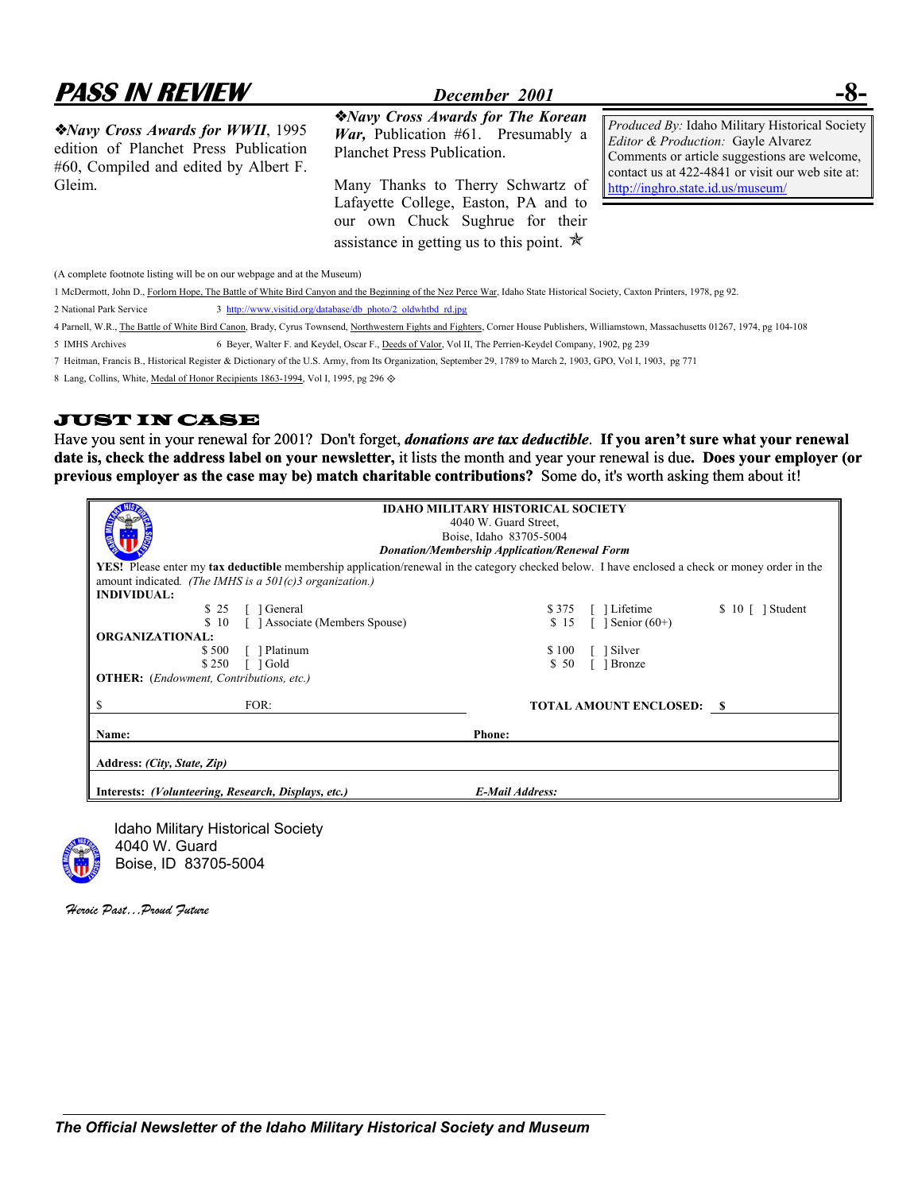❖***Navy Cross Awards for WWII***, 1995 edition of Planchet Press Publication #60, Compiled and edited by Albert F. Gleim.

❖***Navy Cross Awards for The Korean War,*** Publication #61. Presumably a Planchet Press Publication.

Many Thanks to Therry Schwartz of Lafayette College, Easton, PA and to our own Chuck Sughrue for their assistance in getting us to this point. ✯

*Produced By:* Idaho Military Historical Society
*Editor & Production:* Gayle Alvarez
Comments or article suggestions are welcome, contact us at 422-4841 or visit our web site at: http://inghro.state.id.us/museum/

(A complete footnote listing will be on our webpage and at the Museum)

1 McDermott, John D., Forlorn Hope, The Battle of White Bird Canyon and the Beginning of the Nez Perce War, Idaho State Historical Society, Caxton Printers, 1978, pg 92.

2 National Park Service

3 http://www.visitid.org/database/db_photo/2_oldwhtbd_rd.jpg

4 Parnell, W.R., The Battle of White Bird Canon, Brady, Cyrus Townsend, Northwestern Fights and Fighters, Corner House Publishers, Williamstown, Massachusetts 01267, 1974, pg 104-108

5 IMHS Archives

6 Beyer, Walter F. and Keydel, Oscar F., Deeds of Valor, Vol II, The Perrien-Keydel Company, 1902, pg 239

7 Heitman, Francis B., Historical Register & Dictionary of the U.S. Army, from Its Organization, September 29, 1789 to March 2, 1903, GPO, Vol I, 1903, pg 771

8 Lang, Collins, White, Medal of Honor Recipients 1863-1994, Vol I, 1995, pg 296 ◇

## JUST IN CASE

Have you sent in your renewal for 2001? Don't forget, ***donations are tax deductible***. **If you aren't sure what your renewal date is, check the address label on your newsletter,** it lists the month and year your renewal is due**. Does your employer (or previous employer as the case may be) match charitable contributions?** Some do, it's worth asking them about it!

**IDAHO MILITARY HISTORICAL SOCIETY**
4040 W. Guard Street,
Boise, Idaho 83705-5004
***Donation/Membership Application/Renewal Form***

**YES!** Please enter my **tax deductible** membership application/renewal in the category checked below. I have enclosed a check or money order in the amount indicated. *(The IMHS is a 501(c)3 organization.)*

**INDIVIDUAL:**

| | | |
|---|---|---|
| $ 25 [ ] General | $ 375 [ ] Lifetime | $ 10 [ ] Student |
| $ 10 [ ] Associate (Members Spouse) | $ 15 [ ] Senior (60+) | |

**ORGANIZATIONAL:**

| | |
|---|---|
| $ 500 [ ] Platinum | $ 100 [ ] Silver |
| $ 250 [ ] Gold | $ 50 [ ] Bronze |

**OTHER:** (*Endowment, Contributions, etc.)*

$ FOR: **TOTAL AMOUNT ENCLOSED: $**

**Name:** **Phone:**

**Address:** ***(City, State, Zip)***

**Interests:** ***(Volunteering, Research, Displays, etc.)*** ***E-Mail Address:***

Idaho Military Historical Society
4040 W. Guard
Boise, ID 83705-5004

*Heroic Past…Proud Future*